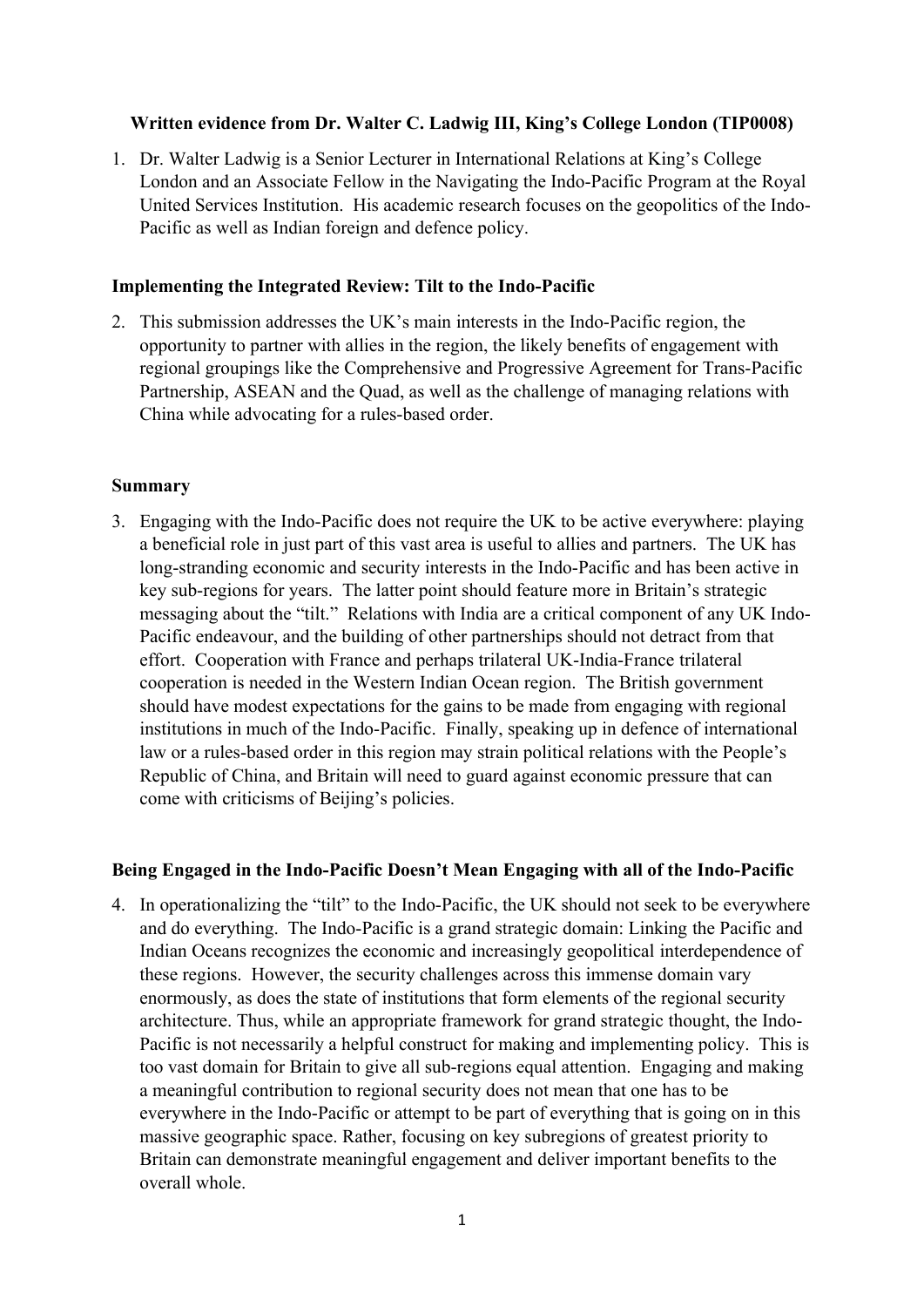**Written evidence from Dr. Walter C. Ladwig III, King's College London (TIP0008)**

1. Dr. Walter Ladwig is a Senior Lecturer in International Relations at King's College London and an Associate Fellow in the Navigating the Indo-Pacific Program at the Royal United Services Institution. His academic research focuses on the geopolitics of the Indo-Pacific as well as Indian foreign and defence policy.

## Implementing the Integrated Review: Tilt to the Indo-Pacific

2. This submission addresses the UK's main interests in the Indo-Pacific region, the opportunity to partner with allies in the region, the likely benefits of engagement with regional groupings like the Comprehensive and Progressive Agreement for Trans-Pacific Partnership, ASEAN and the Quad, as well as the challenge of managing relations with China while advocating for a rules-based order.

## Summary

3. Engaging with the Indo-Pacific does not require the UK to be active everywhere: playing a beneficial role in just part of this vast area is useful to allies and partners. The UK has long-stranding economic and security interests in the Indo-Pacific and has been active in key sub-regions for years. The latter point should feature more in Britain's strategic messaging about the "tilt." Relations with India are a critical component of any UK Indo-Pacific endeavour, and the building of other partnerships should not detract from that effort. Cooperation with France and perhaps trilateral UK-India-France trilateral cooperation is needed in the Western Indian Ocean region. The British government should have modest expectations for the gains to be made from engaging with regional institutions in much of the Indo-Pacific. Finally, speaking up in defence of international law or a rules-based order in this region may strain political relations with the People's Republic of China, and Britain will need to guard against economic pressure that can come with criticisms of Beijing's policies.

## Being Engaged in the Indo-Pacific Doesn't Mean Engaging with all of the Indo-Pacific

4. In operationalizing the "tilt" to the Indo-Pacific, the UK should not seek to be everywhere and do everything. The Indo-Pacific is a grand strategic domain: Linking the Pacific and Indian Oceans recognizes the economic and increasingly geopolitical interdependence of these regions. However, the security challenges across this immense domain vary enormously, as does the state of institutions that form elements of the regional security architecture. Thus, while an appropriate framework for grand strategic thought, the Indo-Pacific is not necessarily a helpful construct for making and implementing policy. This is too vast domain for Britain to give all sub-regions equal attention. Engaging and making a meaningful contribution to regional security does not mean that one has to be everywhere in the Indo-Pacific or attempt to be part of everything that is going on in this massive geographic space. Rather, focusing on key subregions of greatest priority to Britain can demonstrate meaningful engagement and deliver important benefits to the overall whole.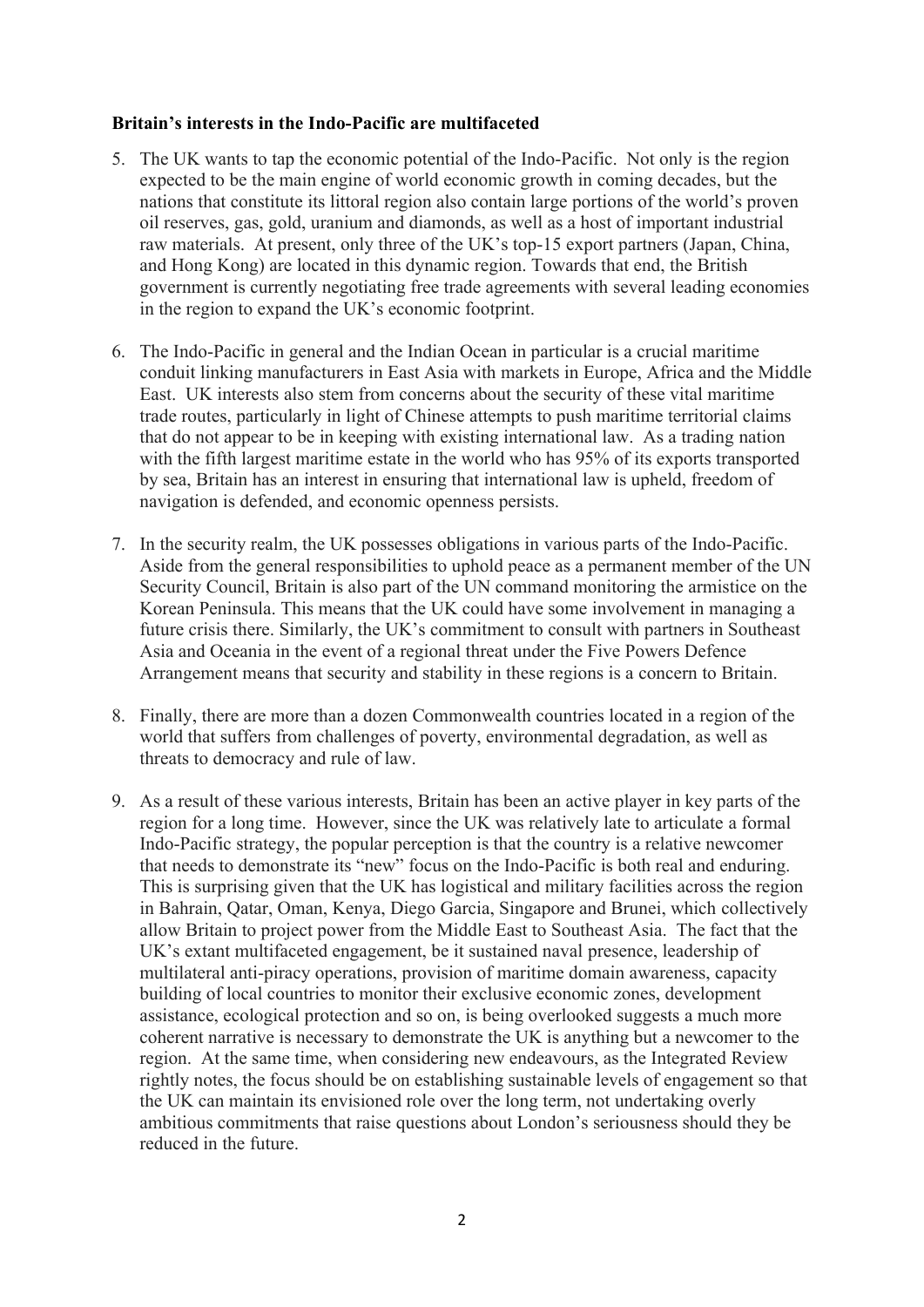**Britain's interests in the Indo-Pacific are multifaceted**

5. The UK wants to tap the economic potential of the Indo-Pacific. Not only is the region expected to be the main engine of world economic growth in coming decades, but the nations that constitute its littoral region also contain large portions of the world's proven oil reserves, gas, gold, uranium and diamonds, as well as a host of important industrial raw materials. At present, only three of the UK's top-15 export partners (Japan, China, and Hong Kong) are located in this dynamic region. Towards that end, the British government is currently negotiating free trade agreements with several leading economies in the region to expand the UK's economic footprint.

6. The Indo-Pacific in general and the Indian Ocean in particular is a crucial maritime conduit linking manufacturers in East Asia with markets in Europe, Africa and the Middle East. UK interests also stem from concerns about the security of these vital maritime trade routes, particularly in light of Chinese attempts to push maritime territorial claims that do not appear to be in keeping with existing international law. As a trading nation with the fifth largest maritime estate in the world who has 95% of its exports transported by sea, Britain has an interest in ensuring that international law is upheld, freedom of navigation is defended, and economic openness persists.

7. In the security realm, the UK possesses obligations in various parts of the Indo-Pacific. Aside from the general responsibilities to uphold peace as a permanent member of the UN Security Council, Britain is also part of the UN command monitoring the armistice on the Korean Peninsula. This means that the UK could have some involvement in managing a future crisis there. Similarly, the UK's commitment to consult with partners in Southeast Asia and Oceania in the event of a regional threat under the Five Powers Defence Arrangement means that security and stability in these regions is a concern to Britain.

8. Finally, there are more than a dozen Commonwealth countries located in a region of the world that suffers from challenges of poverty, environmental degradation, as well as threats to democracy and rule of law.

9. As a result of these various interests, Britain has been an active player in key parts of the region for a long time. However, since the UK was relatively late to articulate a formal Indo-Pacific strategy, the popular perception is that the country is a relative newcomer that needs to demonstrate its "new" focus on the Indo-Pacific is both real and enduring. This is surprising given that the UK has logistical and military facilities across the region in Bahrain, Qatar, Oman, Kenya, Diego Garcia, Singapore and Brunei, which collectively allow Britain to project power from the Middle East to Southeast Asia. The fact that the UK's extant multifaceted engagement, be it sustained naval presence, leadership of multilateral anti-piracy operations, provision of maritime domain awareness, capacity building of local countries to monitor their exclusive economic zones, development assistance, ecological protection and so on, is being overlooked suggests a much more coherent narrative is necessary to demonstrate the UK is anything but a newcomer to the region. At the same time, when considering new endeavours, as the Integrated Review rightly notes, the focus should be on establishing sustainable levels of engagement so that the UK can maintain its envisioned role over the long term, not undertaking overly ambitious commitments that raise questions about London's seriousness should they be reduced in the future.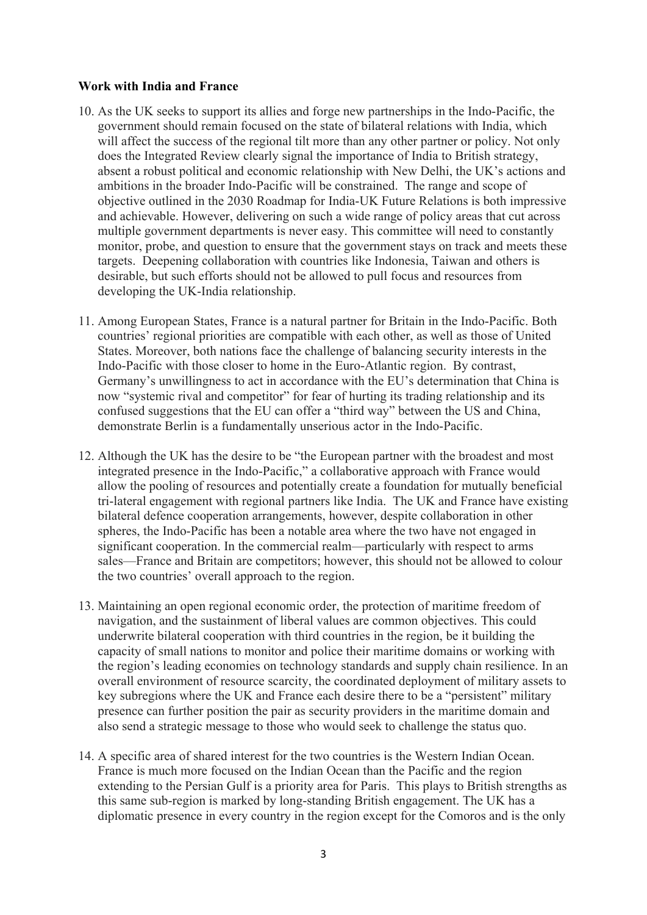**Work with India and France**

10. As the UK seeks to support its allies and forge new partnerships in the Indo-Pacific, the government should remain focused on the state of bilateral relations with India, which will affect the success of the regional tilt more than any other partner or policy. Not only does the Integrated Review clearly signal the importance of India to British strategy, absent a robust political and economic relationship with New Delhi, the UK's actions and ambitions in the broader Indo-Pacific will be constrained. The range and scope of objective outlined in the 2030 Roadmap for India-UK Future Relations is both impressive and achievable. However, delivering on such a wide range of policy areas that cut across multiple government departments is never easy. This committee will need to constantly monitor, probe, and question to ensure that the government stays on track and meets these targets. Deepening collaboration with countries like Indonesia, Taiwan and others is desirable, but such efforts should not be allowed to pull focus and resources from developing the UK-India relationship.

11. Among European States, France is a natural partner for Britain in the Indo-Pacific. Both countries' regional priorities are compatible with each other, as well as those of United States. Moreover, both nations face the challenge of balancing security interests in the Indo-Pacific with those closer to home in the Euro-Atlantic region. By contrast, Germany's unwillingness to act in accordance with the EU's determination that China is now "systemic rival and competitor" for fear of hurting its trading relationship and its confused suggestions that the EU can offer a "third way" between the US and China, demonstrate Berlin is a fundamentally unserious actor in the Indo-Pacific.

12. Although the UK has the desire to be "the European partner with the broadest and most integrated presence in the Indo-Pacific," a collaborative approach with France would allow the pooling of resources and potentially create a foundation for mutually beneficial tri-lateral engagement with regional partners like India. The UK and France have existing bilateral defence cooperation arrangements, however, despite collaboration in other spheres, the Indo-Pacific has been a notable area where the two have not engaged in significant cooperation. In the commercial realm—particularly with respect to arms sales—France and Britain are competitors; however, this should not be allowed to colour the two countries' overall approach to the region.

13. Maintaining an open regional economic order, the protection of maritime freedom of navigation, and the sustainment of liberal values are common objectives. This could underwrite bilateral cooperation with third countries in the region, be it building the capacity of small nations to monitor and police their maritime domains or working with the region's leading economies on technology standards and supply chain resilience. In an overall environment of resource scarcity, the coordinated deployment of military assets to key subregions where the UK and France each desire there to be a "persistent" military presence can further position the pair as security providers in the maritime domain and also send a strategic message to those who would seek to challenge the status quo.

14. A specific area of shared interest for the two countries is the Western Indian Ocean. France is much more focused on the Indian Ocean than the Pacific and the region extending to the Persian Gulf is a priority area for Paris. This plays to British strengths as this same sub-region is marked by long-standing British engagement. The UK has a diplomatic presence in every country in the region except for the Comoros and is the only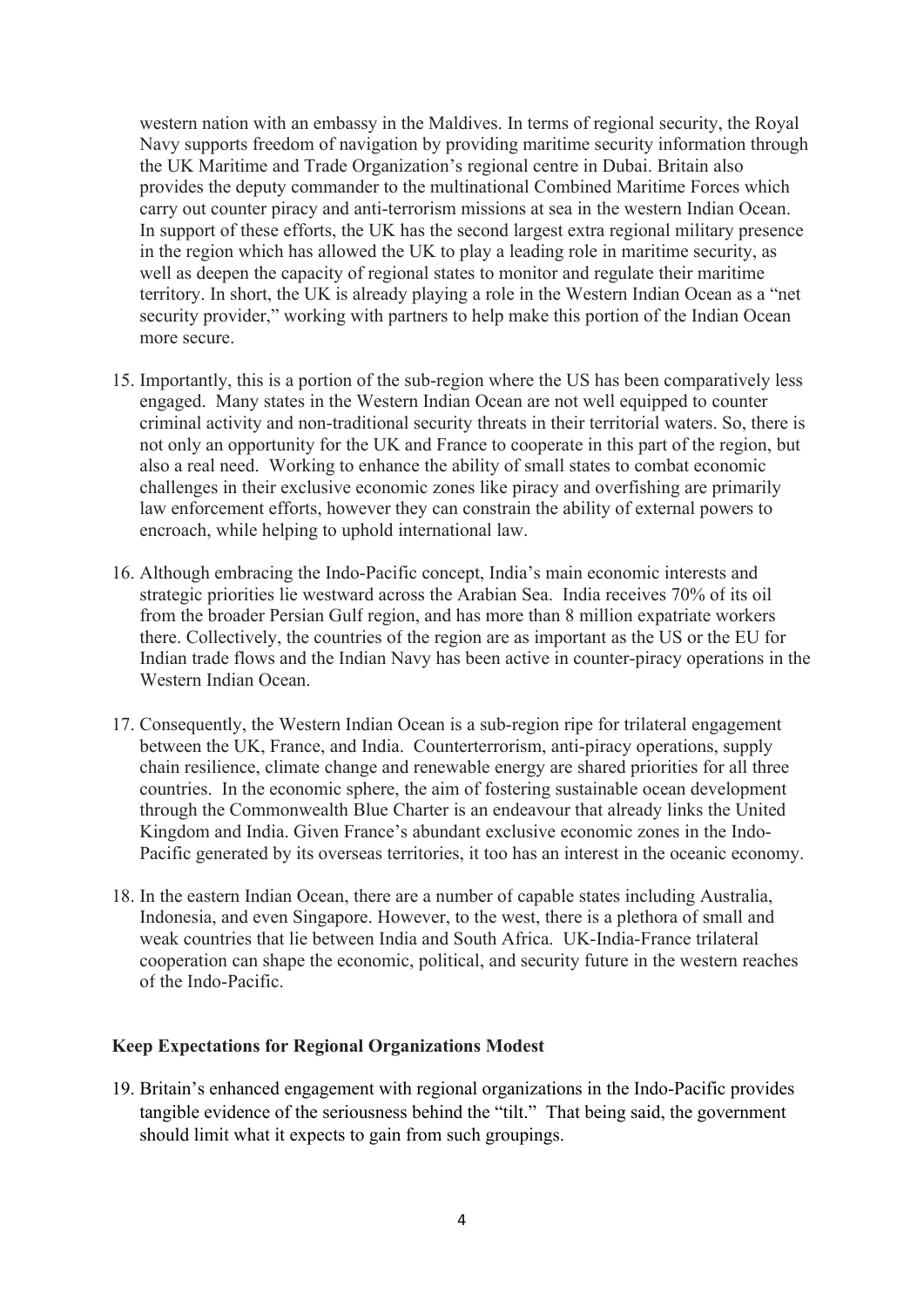western nation with an embassy in the Maldives. In terms of regional security, the Royal Navy supports freedom of navigation by providing maritime security information through the UK Maritime and Trade Organization's regional centre in Dubai. Britain also provides the deputy commander to the multinational Combined Maritime Forces which carry out counter piracy and anti-terrorism missions at sea in the western Indian Ocean. In support of these efforts, the UK has the second largest extra regional military presence in the region which has allowed the UK to play a leading role in maritime security, as well as deepen the capacity of regional states to monitor and regulate their maritime territory. In short, the UK is already playing a role in the Western Indian Ocean as a "net security provider," working with partners to help make this portion of the Indian Ocean more secure.

15. Importantly, this is a portion of the sub-region where the US has been comparatively less engaged. Many states in the Western Indian Ocean are not well equipped to counter criminal activity and non-traditional security threats in their territorial waters. So, there is not only an opportunity for the UK and France to cooperate in this part of the region, but also a real need. Working to enhance the ability of small states to combat economic challenges in their exclusive economic zones like piracy and overfishing are primarily law enforcement efforts, however they can constrain the ability of external powers to encroach, while helping to uphold international law.

16. Although embracing the Indo-Pacific concept, India's main economic interests and strategic priorities lie westward across the Arabian Sea. India receives 70% of its oil from the broader Persian Gulf region, and has more than 8 million expatriate workers there. Collectively, the countries of the region are as important as the US or the EU for Indian trade flows and the Indian Navy has been active in counter-piracy operations in the Western Indian Ocean.

17. Consequently, the Western Indian Ocean is a sub-region ripe for trilateral engagement between the UK, France, and India. Counterterrorism, anti-piracy operations, supply chain resilience, climate change and renewable energy are shared priorities for all three countries. In the economic sphere, the aim of fostering sustainable ocean development through the Commonwealth Blue Charter is an endeavour that already links the United Kingdom and India. Given France's abundant exclusive economic zones in the Indo-Pacific generated by its overseas territories, it too has an interest in the oceanic economy.

18. In the eastern Indian Ocean, there are a number of capable states including Australia, Indonesia, and even Singapore. However, to the west, there is a plethora of small and weak countries that lie between India and South Africa. UK-India-France trilateral cooperation can shape the economic, political, and security future in the western reaches of the Indo-Pacific.

**Keep Expectations for Regional Organizations Modest**

19. Britain's enhanced engagement with regional organizations in the Indo-Pacific provides tangible evidence of the seriousness behind the "tilt." That being said, the government should limit what it expects to gain from such groupings.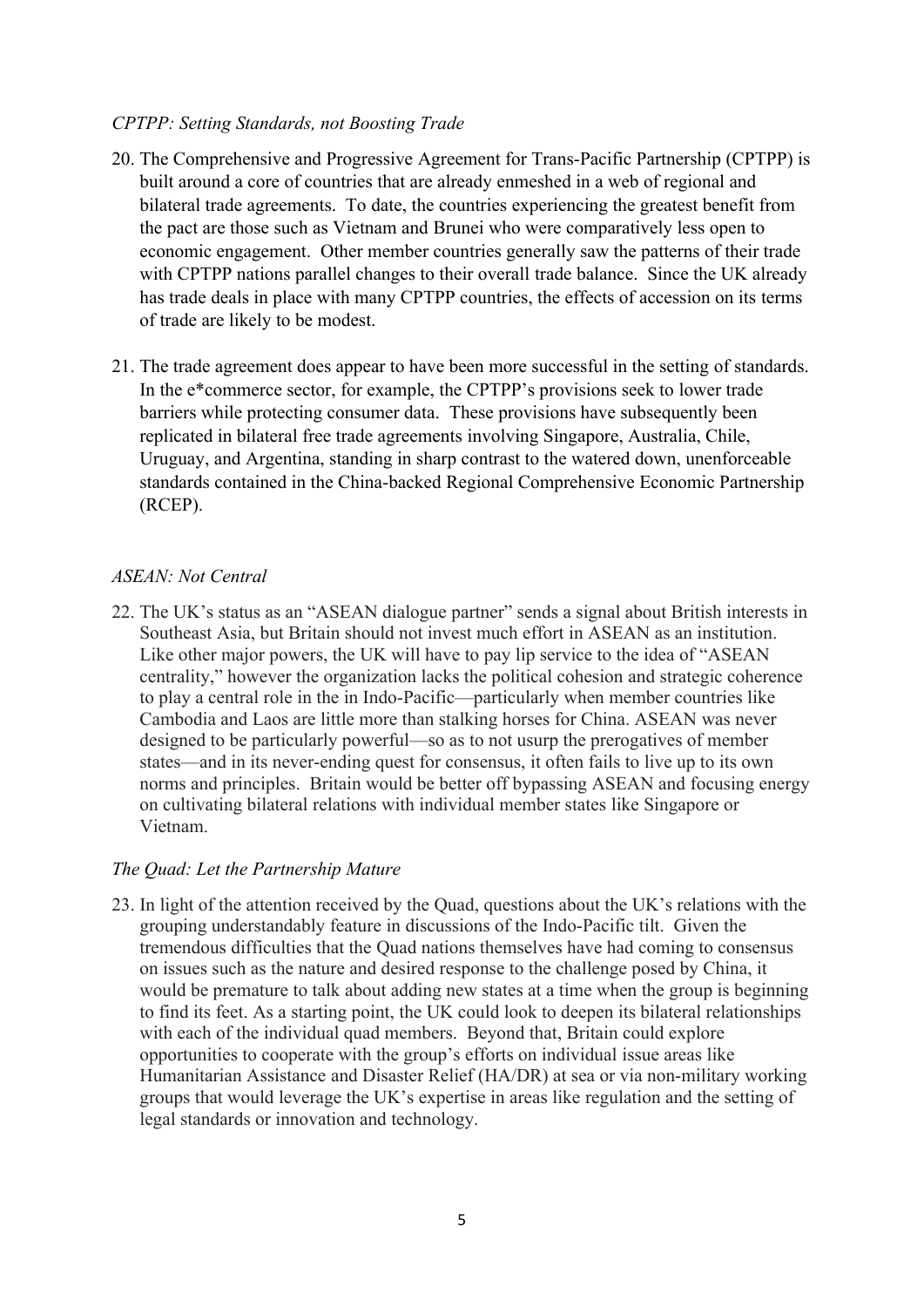*CPTPP: Setting Standards, not Boosting Trade*

20. The Comprehensive and Progressive Agreement for Trans-Pacific Partnership (CPTPP) is built around a core of countries that are already enmeshed in a web of regional and bilateral trade agreements. To date, the countries experiencing the greatest benefit from the pact are those such as Vietnam and Brunei who were comparatively less open to economic engagement. Other member countries generally saw the patterns of their trade with CPTPP nations parallel changes to their overall trade balance. Since the UK already has trade deals in place with many CPTPP countries, the effects of accession on its terms of trade are likely to be modest.

21. The trade agreement does appear to have been more successful in the setting of standards. In the e*commerce sector, for example, the CPTPP's provisions seek to lower trade barriers while protecting consumer data. These provisions have subsequently been replicated in bilateral free trade agreements involving Singapore, Australia, Chile, Uruguay, and Argentina, standing in sharp contrast to the watered down, unenforceable standards contained in the China-backed Regional Comprehensive Economic Partnership (RCEP).

*ASEAN: Not Central*

22. The UK's status as an "ASEAN dialogue partner" sends a signal about British interests in Southeast Asia, but Britain should not invest much effort in ASEAN as an institution. Like other major powers, the UK will have to pay lip service to the idea of "ASEAN centrality," however the organization lacks the political cohesion and strategic coherence to play a central role in the in Indo-Pacific—particularly when member countries like Cambodia and Laos are little more than stalking horses for China. ASEAN was never designed to be particularly powerful—so as to not usurp the prerogatives of member states—and in its never-ending quest for consensus, it often fails to live up to its own norms and principles. Britain would be better off bypassing ASEAN and focusing energy on cultivating bilateral relations with individual member states like Singapore or Vietnam.

*The Quad: Let the Partnership Mature*

23. In light of the attention received by the Quad, questions about the UK's relations with the grouping understandably feature in discussions of the Indo-Pacific tilt. Given the tremendous difficulties that the Quad nations themselves have had coming to consensus on issues such as the nature and desired response to the challenge posed by China, it would be premature to talk about adding new states at a time when the group is beginning to find its feet. As a starting point, the UK could look to deepen its bilateral relationships with each of the individual quad members. Beyond that, Britain could explore opportunities to cooperate with the group's efforts on individual issue areas like Humanitarian Assistance and Disaster Relief (HA/DR) at sea or via non-military working groups that would leverage the UK's expertise in areas like regulation and the setting of legal standards or innovation and technology.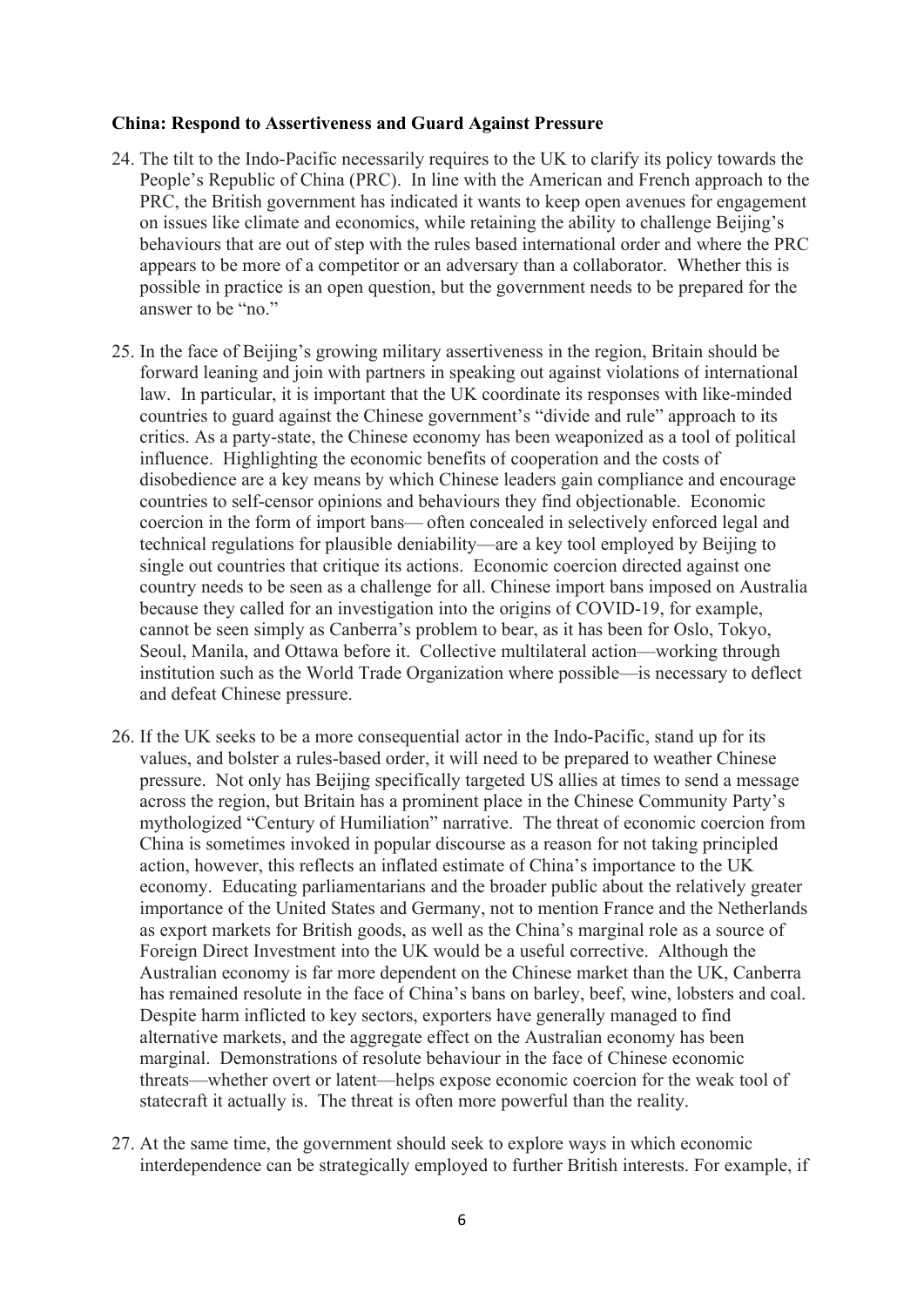**China: Respond to Assertiveness and Guard Against Pressure**

24. The tilt to the Indo-Pacific necessarily requires to the UK to clarify its policy towards the People's Republic of China (PRC). In line with the American and French approach to the PRC, the British government has indicated it wants to keep open avenues for engagement on issues like climate and economics, while retaining the ability to challenge Beijing's behaviours that are out of step with the rules based international order and where the PRC appears to be more of a competitor or an adversary than a collaborator. Whether this is possible in practice is an open question, but the government needs to be prepared for the answer to be "no."

25. In the face of Beijing's growing military assertiveness in the region, Britain should be forward leaning and join with partners in speaking out against violations of international law. In particular, it is important that the UK coordinate its responses with like-minded countries to guard against the Chinese government's "divide and rule" approach to its critics. As a party-state, the Chinese economy has been weaponized as a tool of political influence. Highlighting the economic benefits of cooperation and the costs of disobedience are a key means by which Chinese leaders gain compliance and encourage countries to self-censor opinions and behaviours they find objectionable. Economic coercion in the form of import bans— often concealed in selectively enforced legal and technical regulations for plausible deniability—are a key tool employed by Beijing to single out countries that critique its actions. Economic coercion directed against one country needs to be seen as a challenge for all. Chinese import bans imposed on Australia because they called for an investigation into the origins of COVID-19, for example, cannot be seen simply as Canberra's problem to bear, as it has been for Oslo, Tokyo, Seoul, Manila, and Ottawa before it. Collective multilateral action—working through institution such as the World Trade Organization where possible—is necessary to deflect and defeat Chinese pressure.

26. If the UK seeks to be a more consequential actor in the Indo-Pacific, stand up for its values, and bolster a rules-based order, it will need to be prepared to weather Chinese pressure. Not only has Beijing specifically targeted US allies at times to send a message across the region, but Britain has a prominent place in the Chinese Community Party's mythologized "Century of Humiliation" narrative. The threat of economic coercion from China is sometimes invoked in popular discourse as a reason for not taking principled action, however, this reflects an inflated estimate of China's importance to the UK economy. Educating parliamentarians and the broader public about the relatively greater importance of the United States and Germany, not to mention France and the Netherlands as export markets for British goods, as well as the China's marginal role as a source of Foreign Direct Investment into the UK would be a useful corrective. Although the Australian economy is far more dependent on the Chinese market than the UK, Canberra has remained resolute in the face of China's bans on barley, beef, wine, lobsters and coal. Despite harm inflicted to key sectors, exporters have generally managed to find alternative markets, and the aggregate effect on the Australian economy has been marginal. Demonstrations of resolute behaviour in the face of Chinese economic threats—whether overt or latent—helps expose economic coercion for the weak tool of statecraft it actually is. The threat is often more powerful than the reality.

27. At the same time, the government should seek to explore ways in which economic interdependence can be strategically employed to further British interests. For example, if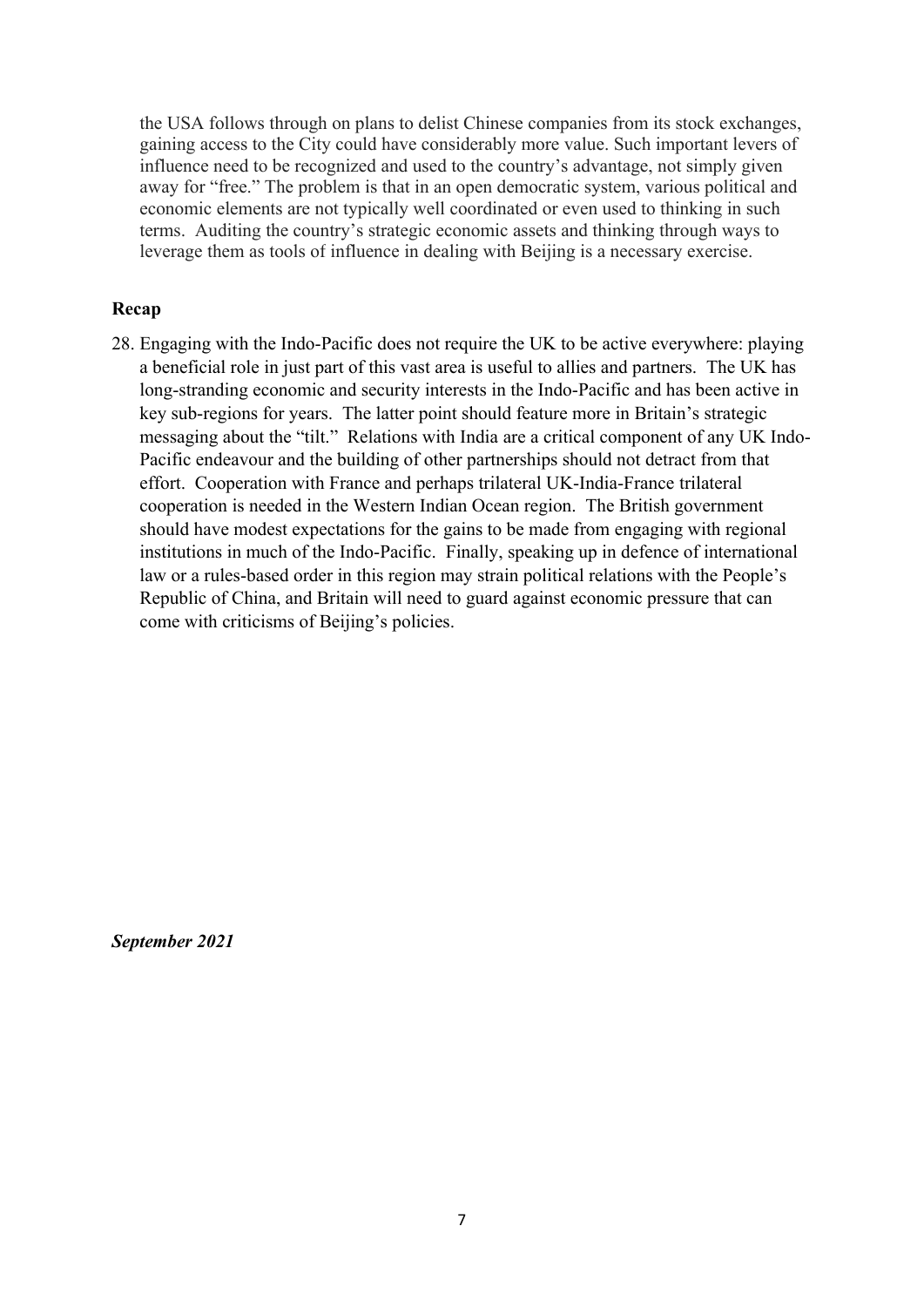the USA follows through on plans to delist Chinese companies from its stock exchanges, gaining access to the City could have considerably more value. Such important levers of influence need to be recognized and used to the country's advantage, not simply given away for "free." The problem is that in an open democratic system, various political and economic elements are not typically well coordinated or even used to thinking in such terms. Auditing the country's strategic economic assets and thinking through ways to leverage them as tools of influence in dealing with Beijing is a necessary exercise.

**Recap**

28. Engaging with the Indo-Pacific does not require the UK to be active everywhere: playing a beneficial role in just part of this vast area is useful to allies and partners. The UK has long-stranding economic and security interests in the Indo-Pacific and has been active in key sub-regions for years. The latter point should feature more in Britain's strategic messaging about the "tilt." Relations with India are a critical component of any UK Indo-Pacific endeavour and the building of other partnerships should not detract from that effort. Cooperation with France and perhaps trilateral UK-India-France trilateral cooperation is needed in the Western Indian Ocean region. The British government should have modest expectations for the gains to be made from engaging with regional institutions in much of the Indo-Pacific. Finally, speaking up in defence of international law or a rules-based order in this region may strain political relations with the People's Republic of China, and Britain will need to guard against economic pressure that can come with criticisms of Beijing's policies.

***September 2021***